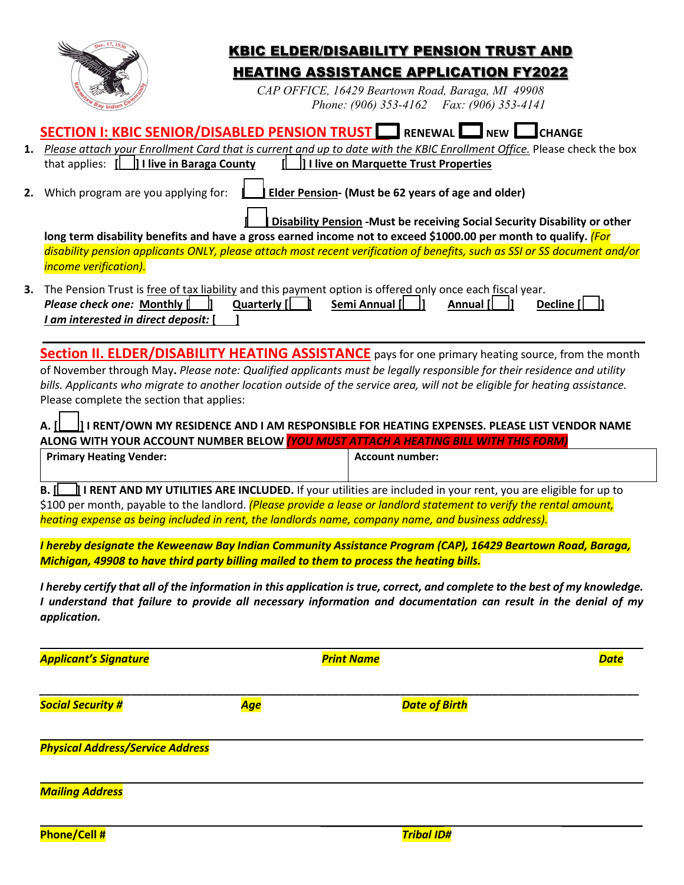# KBIC ELDER/DISABILITY PENSION TRUST AND HEATING ASSISTANCE APPLICATION FY2022

*CAP OFFICE, 16429 Beartown Road, Baraga, MI 49908*
*Phone: (906) 353-4162 Fax: (906) 353-4141*

## SECTION I: KBIC SENIOR/DISABLED PENSION TRUST [ ] RENEWAL [ ] NEW [ ] CHANGE

1. *Please attach your Enrollment Card that is current and up to date with the KBIC Enrollment Office.* Please check the box that applies: [ ] **I live in Baraga County** [ ] **I live on Marquette Trust Properties**

2. Which program are you applying for: [ ] **Elder Pension- (Must be 62 years of age and older)**

   [ ] **Disability Pension -Must be receiving Social Security Disability or other long term disability benefits and have a gross earned income not to exceed $1000.00 per month to qualify.** *(For disability pension applicants ONLY, please attach most recent verification of benefits, such as SSI or SS document and/or income verification).*

3. The Pension Trust is free of tax liability and this payment option is offered only once each fiscal year.
   ***Please check one:*** **Monthly [ ]** **Quarterly [ ]** **Semi Annual [ ]** **Annual [ ]** **Decline [ ]**
   ***I am interested in direct deposit:* [ ]**

---

## Section II. ELDER/DISABILITY HEATING ASSISTANCE

pays for one primary heating source, from the month of November through May**.** *Please note: Qualified applicants must be legally responsible for their residence and utility bills. Applicants who migrate to another location outside of the service area, will not be eligible for heating assistance.* Please complete the section that applies:

**A. [ ] I RENT/OWN MY RESIDENCE AND I AM RESPONSIBLE FOR HEATING EXPENSES. PLEASE LIST VENDOR NAME ALONG WITH YOUR ACCOUNT NUMBER BELOW** ***(YOU MUST ATTACH A HEATING BILL WITH THIS FORM)***

| Primary Heating Vender: | Account number: |
|---|---|
| | |

**B. [ ] I RENT AND MY UTILITIES ARE INCLUDED.** If your utilities are included in your rent, you are eligible for up to $100 per month, payable to the landlord. *(Please provide a lease or landlord statement to verify the rental amount, heating expense as being included in rent, the landlords name, company name, and business address).*

***I hereby designate the Keweenaw Bay Indian Community Assistance Program (CAP), 16429 Beartown Road, Baraga, Michigan, 49908 to have third party billing mailed to them to process the heating bills.***

***I hereby certify that all of the information in this application is true, correct, and complete to the best of my knowledge. I understand that failure to provide all necessary information and documentation can result in the denial of my application.***

______________________________________________________________________________

***Applicant's Signature*** ***Print Name*** ***Date***

______________________________________________________________________________

***Social Security #*** ***Age*** ***Date of Birth***

______________________________________________________________________________

***Physical Address/Service Address***

______________________________________________________________________________

***Mailing Address***

______________________________________________________________________________

***Phone/Cell #*** ***Tribal ID#***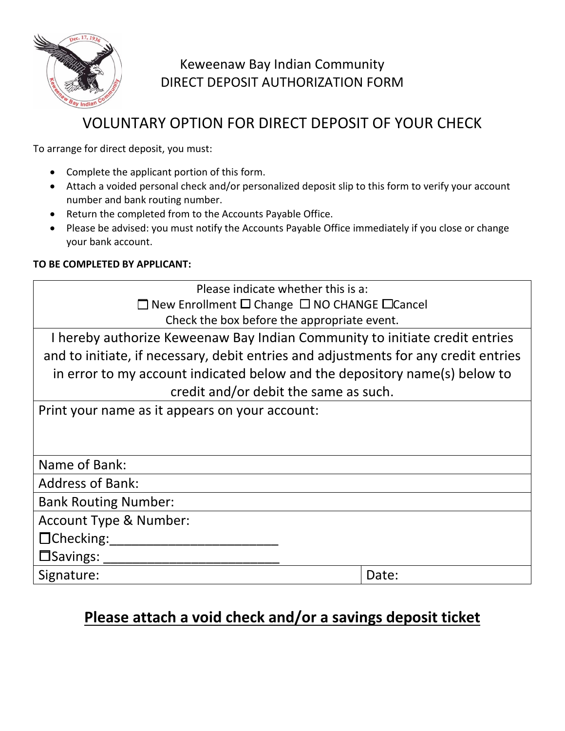Keeweenaw Bay Indian Community
DIRECT DEPOSIT AUTHORIZATION FORM

# VOLUNTARY OPTION FOR DIRECT DEPOSIT OF YOUR CHECK

To arrange for direct deposit, you must:

- Complete the applicant portion of this form.
- Attach a voided personal check and/or personalized deposit slip to this form to verify your account number and bank routing number.
- Return the completed from to the Accounts Payable Office.
- Please be advised: you must notify the Accounts Payable Office immediately if you close or change your bank account.

**TO BE COMPLETED BY APPLICANT:**

| | |
|---|---|
| Please indicate whether this is a:<br>☐ New Enrollment ☐ Change ☐ NO CHANGE ☐Cancel<br>Check the box before the appropriate event. | |
| I hereby authorize Keweenaw Bay Indian Community to initiate credit entries and to initiate, if necessary, debit entries and adjustments for any credit entries in error to my account indicated below and the depository name(s) below to credit and/or debit the same as such. | |
| Print your name as it appears on your account: | |
| Name of Bank: | |
| Address of Bank: | |
| Bank Routing Number: | |
| Account Type & Number:<br>☐Checking:_______________________<br>☐Savings: ________________________ | |
| Signature: | Date: |

## **Please attach a void check and/or a savings deposit ticket**